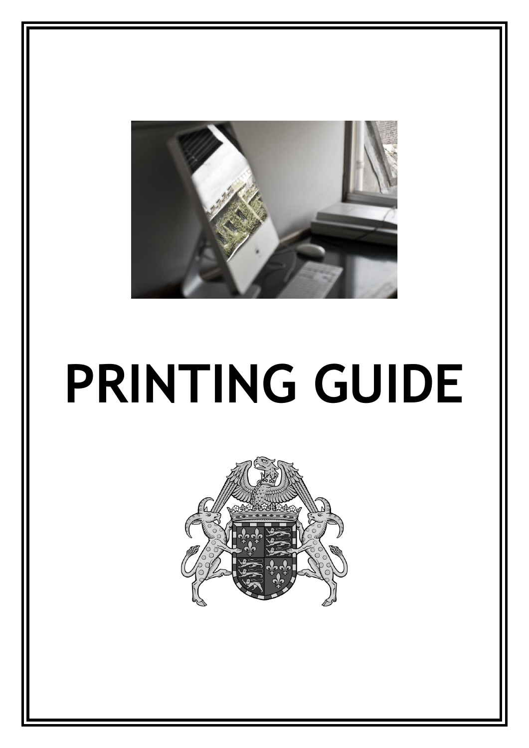# PRINTING GUIDE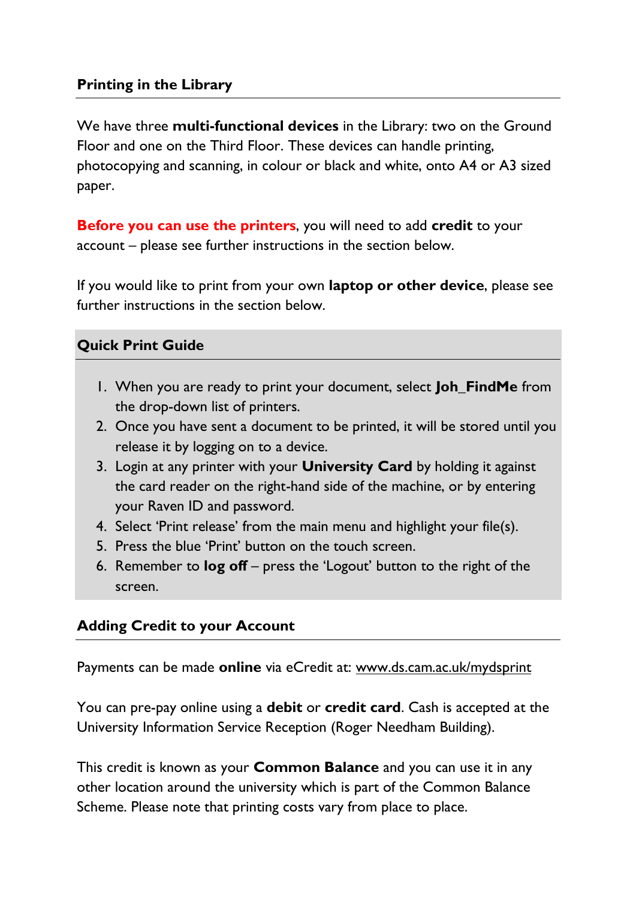## Printing in the Library

We have three **multi-functional devices** in the Library: two on the Ground Floor and one on the Third Floor. These devices can handle printing, photocopying and scanning, in colour or black and white, onto A4 or A3 sized paper.

**Before you can use the printers**, you will need to add **credit** to your account – please see further instructions in the section below.

If you would like to print from your own **laptop or other device**, please see further instructions in the section below.

### Quick Print Guide

1. When you are ready to print your document, select **Joh_FindMe** from the drop-down list of printers.
2. Once you have sent a document to be printed, it will be stored until you release it by logging on to a device.
3. Login at any printer with your **University Card** by holding it against the card reader on the right-hand side of the machine, or by entering your Raven ID and password.
4. Select 'Print release' from the main menu and highlight your file(s).
5. Press the blue 'Print' button on the touch screen.
6. Remember to **log off** – press the 'Logout' button to the right of the screen.

## Adding Credit to your Account

Payments can be made **online** via eCredit at: www.ds.cam.ac.uk/mydsprint

You can pre-pay online using a **debit** or **credit card**. Cash is accepted at the University Information Service Reception (Roger Needham Building).

This credit is known as your **Common Balance** and you can use it in any other location around the university which is part of the Common Balance Scheme. Please note that printing costs vary from place to place.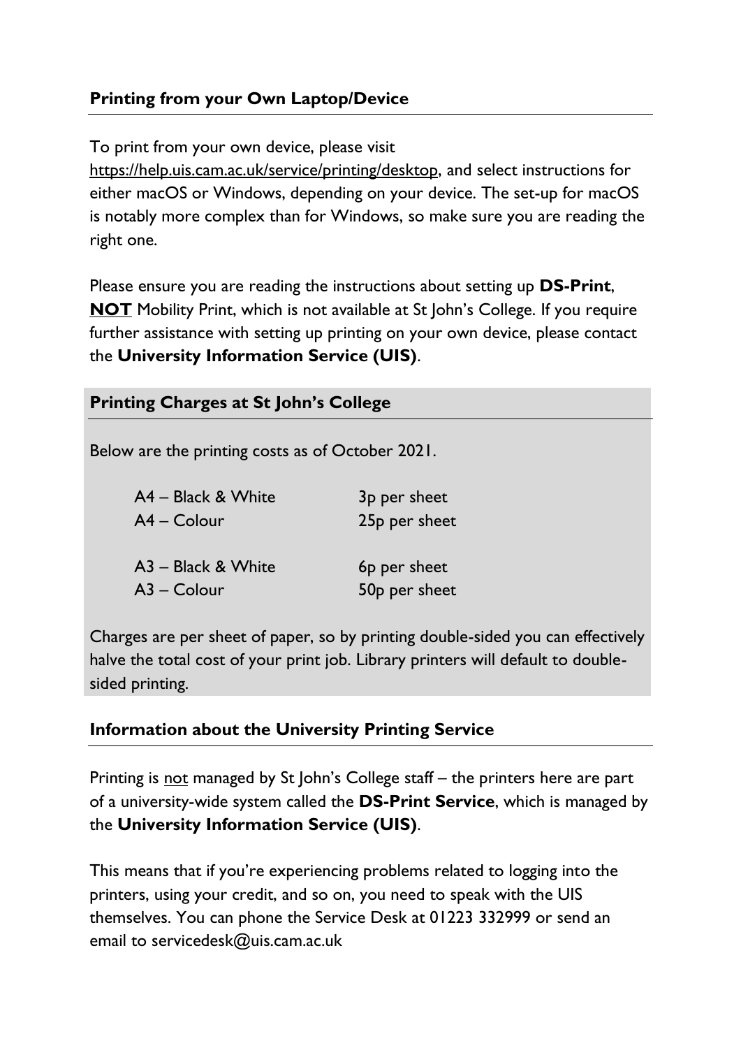## Printing from your Own Laptop/Device

To print from your own device, please visit https://help.uis.cam.ac.uk/service/printing/desktop, and select instructions for either macOS or Windows, depending on your device. The set-up for macOS is notably more complex than for Windows, so make sure you are reading the right one.

Please ensure you are reading the instructions about setting up **DS-Print**, **NOT** Mobility Print, which is not available at St John's College. If you require further assistance with setting up printing on your own device, please contact the **University Information Service (UIS)**.

## Printing Charges at St John's College

Below are the printing costs as of October 2021.

| | |
|---|---|
| A4 – Black & White | 3p per sheet |
| A4 – Colour | 25p per sheet |
| A3 – Black & White | 6p per sheet |
| A3 – Colour | 50p per sheet |

Charges are per sheet of paper, so by printing double-sided you can effectively halve the total cost of your print job. Library printers will default to double-sided printing.

## Information about the University Printing Service

Printing is not managed by St John's College staff – the printers here are part of a university-wide system called the **DS-Print Service**, which is managed by the **University Information Service (UIS)**.

This means that if you're experiencing problems related to logging into the printers, using your credit, and so on, you need to speak with the UIS themselves. You can phone the Service Desk at 01223 332999 or send an email to servicedesk@uis.cam.ac.uk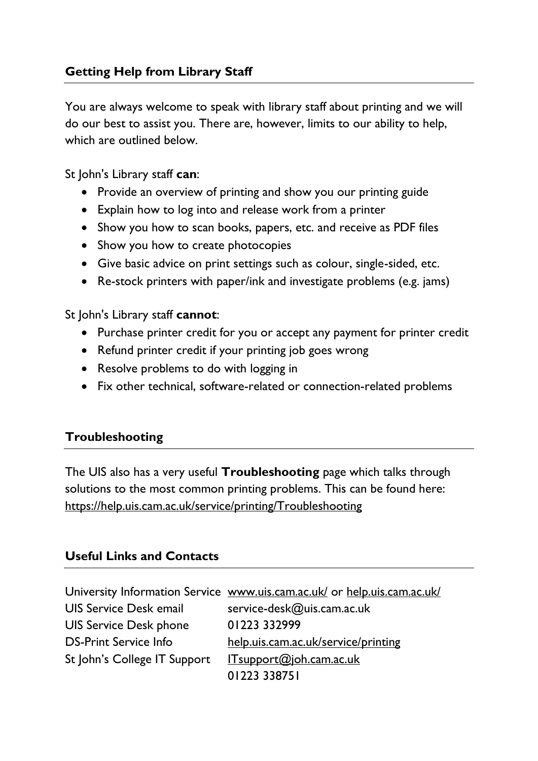## Getting Help from Library Staff

You are always welcome to speak with library staff about printing and we will do our best to assist you. There are, however, limits to our ability to help, which are outlined below.

St John's Library staff **can**:

- Provide an overview of printing and show you our printing guide
- Explain how to log into and release work from a printer
- Show you how to scan books, papers, etc. and receive as PDF files
- Show you how to create photocopies
- Give basic advice on print settings such as colour, single-sided, etc.
- Re-stock printers with paper/ink and investigate problems (e.g. jams)

St John's Library staff **cannot**:

- Purchase printer credit for you or accept any payment for printer credit
- Refund printer credit if your printing job goes wrong
- Resolve problems to do with logging in
- Fix other technical, software-related or connection-related problems

## Troubleshooting

The UIS also has a very useful **Troubleshooting** page which talks through solutions to the most common printing problems. This can be found here: https://help.uis.cam.ac.uk/service/printing/Troubleshooting

## Useful Links and Contacts

| | |
|---|---|
| University Information Service | www.uis.cam.ac.uk/ or help.uis.cam.ac.uk/ |
| UIS Service Desk email | service-desk@uis.cam.ac.uk |
| UIS Service Desk phone | 01223 332999 |
| DS-Print Service Info | help.uis.cam.ac.uk/service/printing |
| St John's College IT Support | ITsupport@joh.cam.ac.uk<br>01223 338751 |